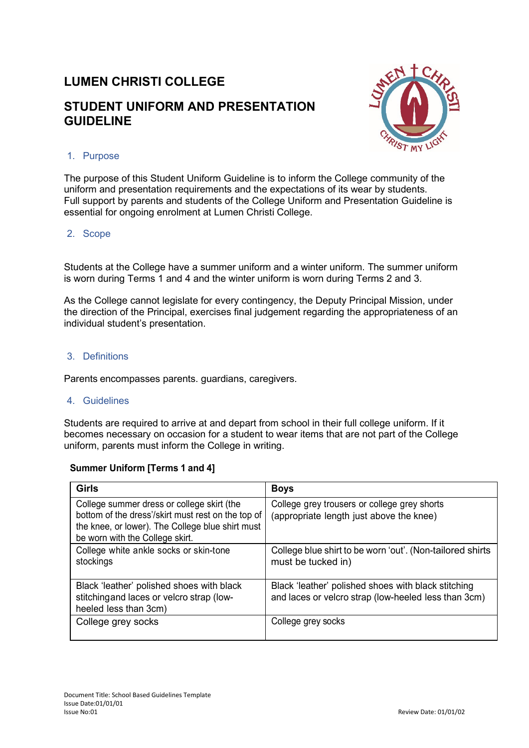# LUMEN CHRISTI COLLEGE

# STUDENT UNIFORM AND PRESENTATION GUIDELINE

## 1. Purpose

The purpose of this Student Uniform Guideline is to inform the College community of the uniform and presentation requirements and the expectations of its wear by students. Full support by parents and students of the College Uniform and Presentation Guideline is essential for ongoing enrolment at Lumen Christi College.

## 2. Scope

Students at the College have a summer uniform and a winter uniform. The summer uniform is worn during Terms 1 and 4 and the winter uniform is worn during Terms 2 and 3.

As the College cannot legislate for every contingency, the Deputy Principal Mission, under the direction of the Principal, exercises final judgement regarding the appropriateness of an individual student's presentation.

## 3. Definitions

Parents encompasses parents. guardians, caregivers.

## 4. Guidelines

Students are required to arrive at and depart from school in their full college uniform. If it becomes necessary on occasion for a student to wear items that are not part of the College uniform, parents must inform the College in writing.

**Summer Uniform [Terms 1 and 4]**

| Girls | Boys |
|---|---|
| College summer dress or college skirt (the bottom of the dress'/skirt must rest on the top of the knee, or lower). The College blue shirt must be worn with the College skirt. | College grey trousers or college grey shorts (appropriate length just above the knee) |
| College white ankle socks or skin-tone stockings | College blue shirt to be worn 'out'. (Non-tailored shirts must be tucked in) |
| Black 'leather' polished shoes with black stitchingand laces or velcro strap (low-heeled less than 3cm) | Black 'leather' polished shoes with black stitching and laces or velcro strap (low-heeled less than 3cm) |
| College grey socks | College grey socks |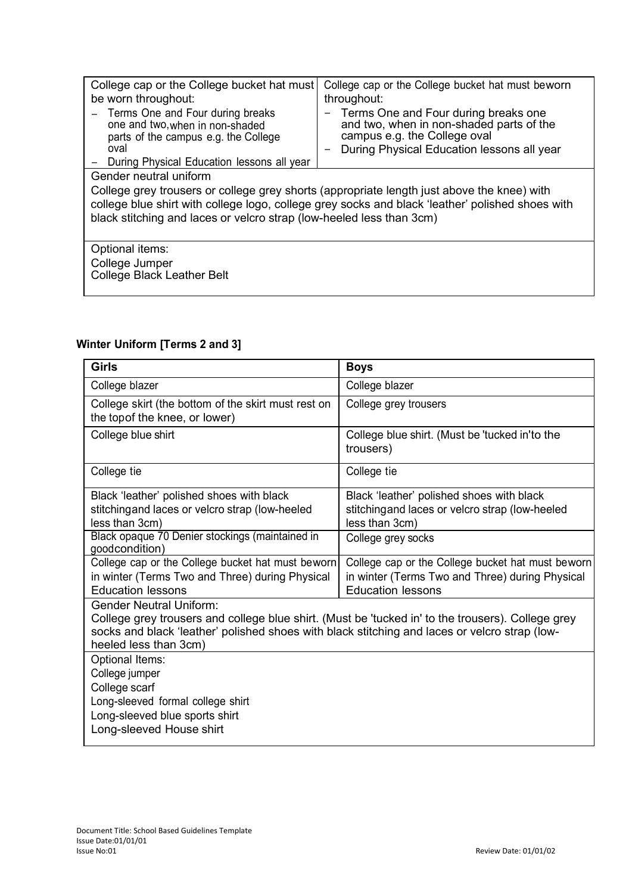| | |
|---|---|
| College cap or the College bucket hat must be worn throughout:<br>- Terms One and Four during breaks one and two, when in non-shaded parts of the campus e.g. the College oval<br>- During Physical Education lessons all year | College cap or the College bucket hat must beworn throughout:<br>- Terms One and Four during breaks one and two, when in non-shaded parts of the campus e.g. the College oval<br>- During Physical Education lessons all year |
| Gender neutral uniform<br>College grey trousers or college grey shorts (appropriate length just above the knee) with college blue shirt with college logo, college grey socks and black 'leather' polished shoes with black stitching and laces or velcro strap (low-heeled less than 3cm) | |
| Optional items:<br>College Jumper<br>College Black Leather Belt | |

**Winter Uniform [Terms 2 and 3]**

| Girls | Boys |
|---|---|
| College blazer | College blazer |
| College skirt (the bottom of the skirt must rest on the topof the knee, or lower) | College grey trousers |
| College blue shirt | College blue shirt. (Must be 'tucked in'to the trousers) |
| College tie | College tie |
| Black 'leather' polished shoes with black stitchingand laces or velcro strap (low-heeled less than 3cm) | Black 'leather' polished shoes with black stitchingand laces or velcro strap (low-heeled less than 3cm) |
| Black opaque 70 Denier stockings (maintained in goodcondition) | College grey socks |
| College cap or the College bucket hat must beworn in winter (Terms Two and Three) during Physical Education lessons | College cap or the College bucket hat must beworn in winter (Terms Two and Three) during Physical Education lessons |
| Gender Neutral Uniform:<br>College grey trousers and college blue shirt. (Must be 'tucked in' to the trousers). College grey socks and black 'leather' polished shoes with black stitching and laces or velcro strap (low-heeled less than 3cm) | |
| Optional Items:<br>College jumper<br>College scarf<br>Long-sleeved formal college shirt<br>Long-sleeved blue sports shirt<br>Long-sleeved House shirt | |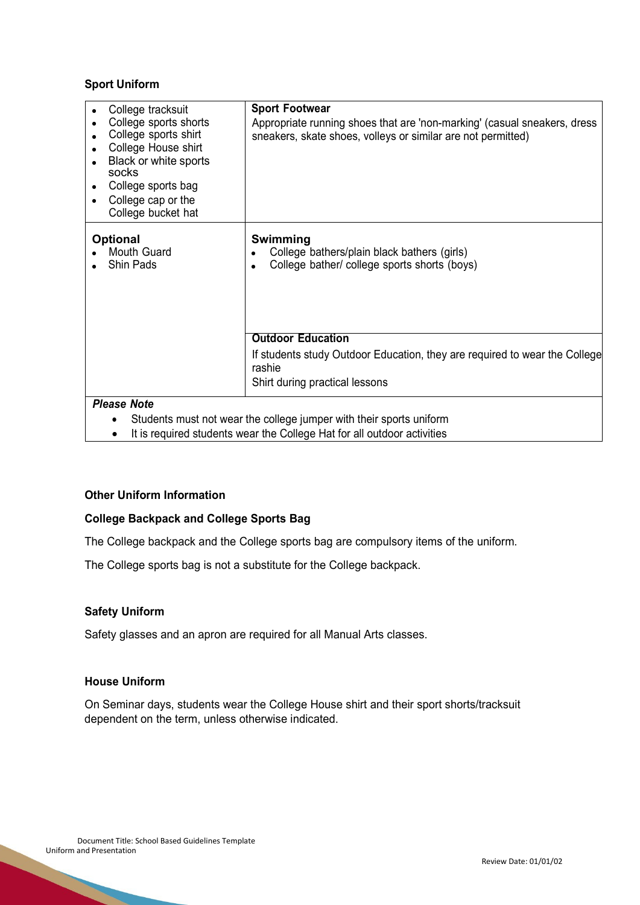### Sport Uniform

| | |
|---|---|
| • College tracksuit<br>• College sports shorts<br>• College sports shirt<br>• College House shirt<br>• Black or white sports socks<br>• College sports bag<br>• College cap or the College bucket hat | **Sport Footwear**<br>Appropriate running shoes that are 'non-marking' (casual sneakers, dress sneakers, skate shoes, volleys or similar are not permitted) |
| **Optional**<br>• Mouth Guard<br>• Shin Pads | **Swimming**<br>• College bathers/plain black bathers (girls)<br>• College bather/ college sports shorts (boys) |
| | **Outdoor Education**<br>If students study Outdoor Education, they are required to wear the College rashie<br>Shirt during practical lessons |
| ***Please Note***<br>• Students must not wear the college jumper with their sports uniform<br>• It is required students wear the College Hat for all outdoor activities | |

### Other Uniform Information

**College Backpack and College Sports Bag**

The College backpack and the College sports bag are compulsory items of the uniform.

The College sports bag is not a substitute for the College backpack.

**Safety Uniform**

Safety glasses and an apron are required for all Manual Arts classes.

**House Uniform**

On Seminar days, students wear the College House shirt and their sport shorts/tracksuit dependent on the term, unless otherwise indicated.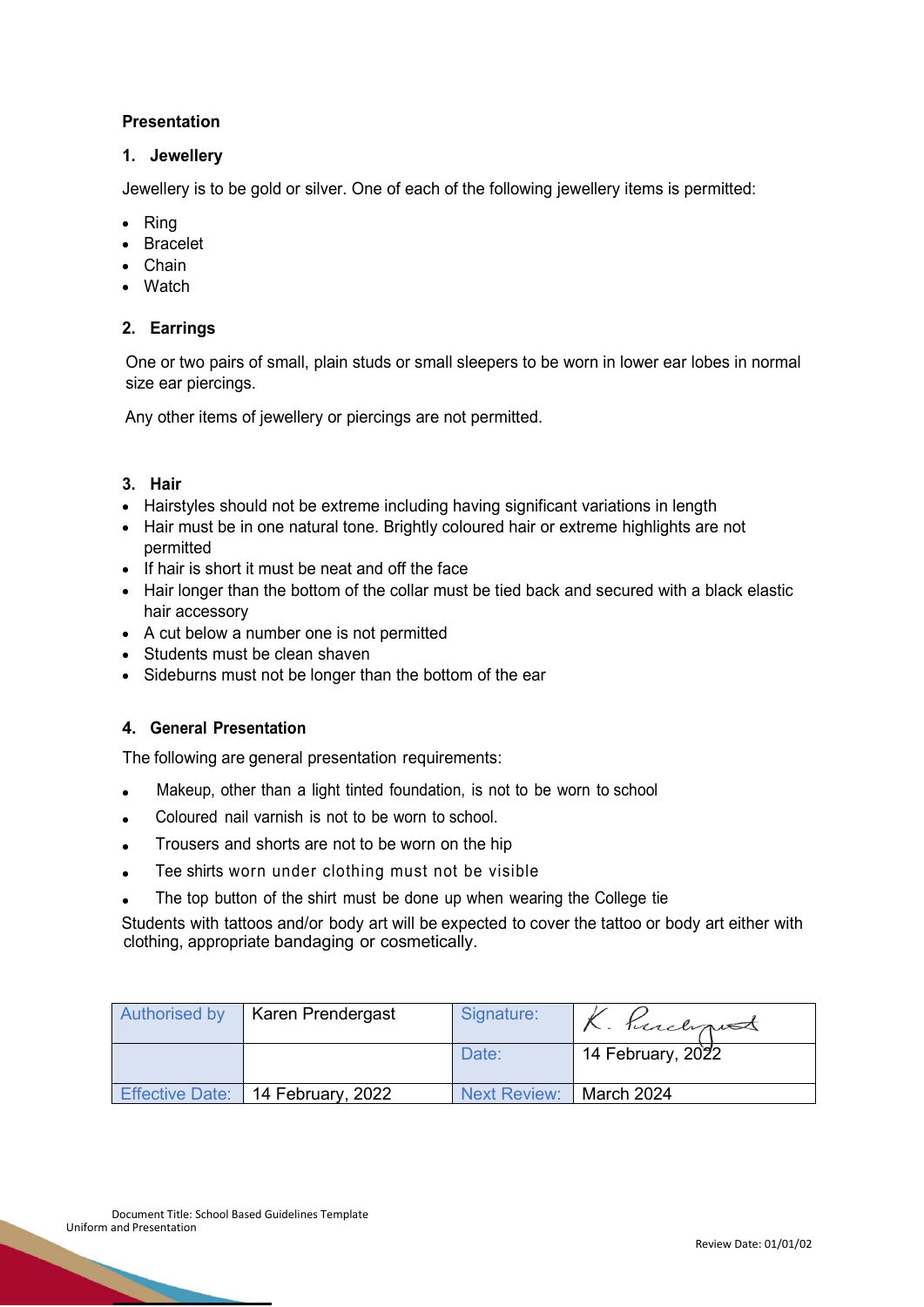**Presentation**

**1. Jewellery**

Jewellery is to be gold or silver. One of each of the following jewellery items is permitted:

- Ring
- Bracelet
- Chain
- Watch

**2. Earrings**

One or two pairs of small, plain studs or small sleepers to be worn in lower ear lobes in normal size ear piercings.

Any other items of jewellery or piercings are not permitted.

**3. Hair**

- Hairstyles should not be extreme including having significant variations in length
- Hair must be in one natural tone. Brightly coloured hair or extreme highlights are not permitted
- If hair is short it must be neat and off the face
- Hair longer than the bottom of the collar must be tied back and secured with a black elastic hair accessory
- A cut below a number one is not permitted
- Students must be clean shaven
- Sideburns must not be longer than the bottom of the ear

**4. General Presentation**

The following are general presentation requirements:

- Makeup, other than a light tinted foundation, is not to be worn to school
- Coloured nail varnish is not to be worn to school.
- Trousers and shorts are not to be worn on the hip
- Tee shirts worn under clothing must not be visible
- The top button of the shirt must be done up when wearing the College tie

Students with tattoos and/or body art will be expected to cover the tattoo or body art either with clothing, appropriate bandaging or cosmetically.

| | | | |
|---|---|---|---|
| Authorised by | Karen Prendergast | Signature: | K. Prendergast |
| | | Date: | 14 February, 2022 |
| Effective Date: | 14 February, 2022 | Next Review: | March 2024 |

Document Title: School Based Guidelines Template
Uniform and Presentation

Review Date: 01/01/02